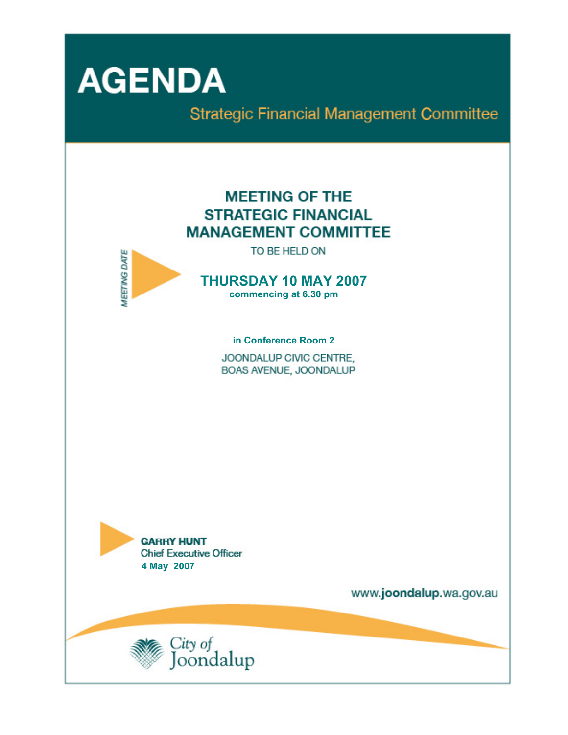# AGENDA

## Strategic Financial Management Committee

## MEETING OF THE STRATEGIC FINANCIAL MANAGEMENT COMMITTEE

TO BE HELD ON

*MEETING DATE*

**THURSDAY 10 MAY 2007**
**commencing at 6.30 pm**

**in Conference Room 2**

JOONDALUP CIVIC CENTRE,
BOAS AVENUE, JOONDALUP

**GARRY HUNT**
Chief Executive Officer
**4 May 2007**

www.joondalup.wa.gov.au

City of Joondalup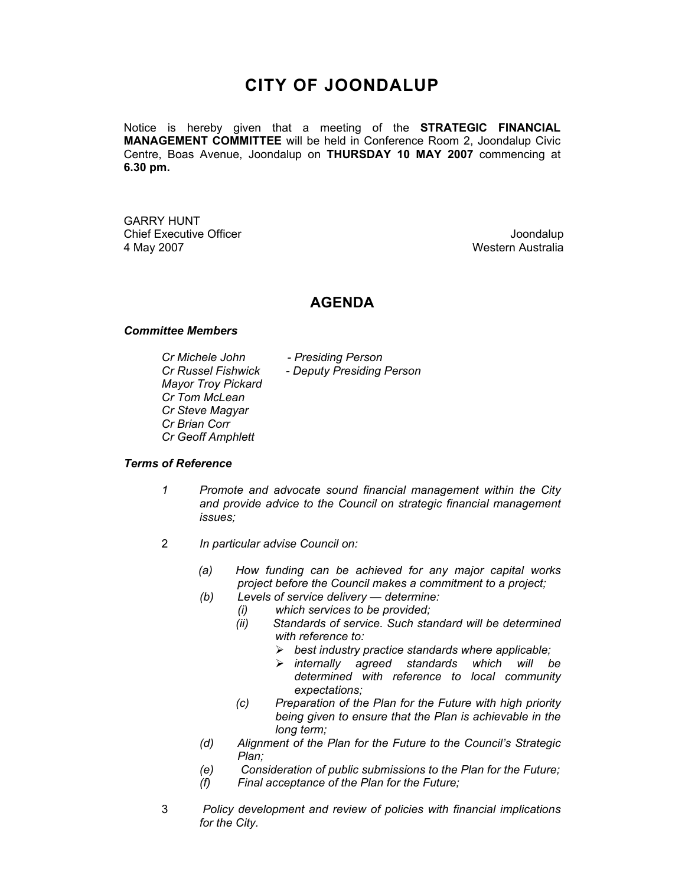# CITY OF JOONDALUP

Notice is hereby given that a meeting of the **STRATEGIC FINANCIAL MANAGEMENT COMMITTEE** will be held in Conference Room 2, Joondalup Civic Centre, Boas Avenue, Joondalup on **THURSDAY 10 MAY 2007** commencing at **6.30 pm.**

GARRY HUNT
Chief Executive Officer
4 May 2007

Joondalup
Western Australia

## AGENDA

***Committee Members***

*Cr Michele John - Presiding Person*
*Cr Russel Fishwick - Deputy Presiding Person*
*Mayor Troy Pickard*
*Cr Tom McLean*
*Cr Steve Magyar*
*Cr Brian Corr*
*Cr Geoff Amphlett*

***Terms of Reference***

1. *Promote and advocate sound financial management within the City and provide advice to the Council on strategic financial management issues;*

2. *In particular advise Council on:*

   *(a) How funding can be achieved for any major capital works project before the Council makes a commitment to a project;*

   *(b) Levels of service delivery — determine:*
      *(i) which services to be provided;*
      *(ii) Standards of service. Such standard will be determined with reference to:*
      - *best industry practice standards where applicable;*
      - *internally agreed standards which will be determined with reference to local community expectations;*

      *(c) Preparation of the Plan for the Future with high priority being given to ensure that the Plan is achievable in the long term;*

   *(d) Alignment of the Plan for the Future to the Council's Strategic Plan;*

   *(e) Consideration of public submissions to the Plan for the Future;*

   *(f) Final acceptance of the Plan for the Future;*

3. *Policy development and review of policies with financial implications for the City.*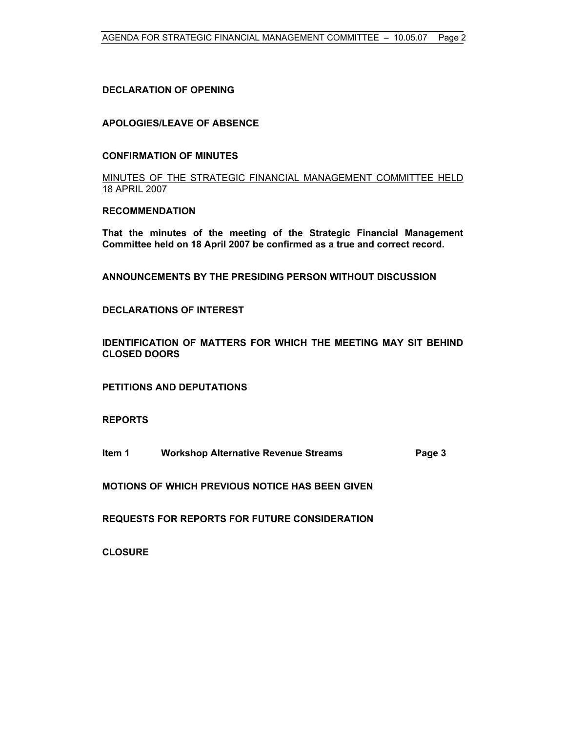**DECLARATION OF OPENING**

**APOLOGIES/LEAVE OF ABSENCE**

**CONFIRMATION OF MINUTES**

MINUTES OF THE STRATEGIC FINANCIAL MANAGEMENT COMMITTEE HELD 18 APRIL 2007

**RECOMMENDATION**

**That the minutes of the meeting of the Strategic Financial Management Committee held on 18 April 2007 be confirmed as a true and correct record.**

**ANNOUNCEMENTS BY THE PRESIDING PERSON WITHOUT DISCUSSION**

**DECLARATIONS OF INTEREST**

**IDENTIFICATION OF MATTERS FOR WHICH THE MEETING MAY SIT BEHIND CLOSED DOORS**

**PETITIONS AND DEPUTATIONS**

**REPORTS**

| | | |
|---|---|---|
| **Item 1** | **Workshop Alternative Revenue Streams** | **Page 3** |

**MOTIONS OF WHICH PREVIOUS NOTICE HAS BEEN GIVEN**

**REQUESTS FOR REPORTS FOR FUTURE CONSIDERATION**

**CLOSURE**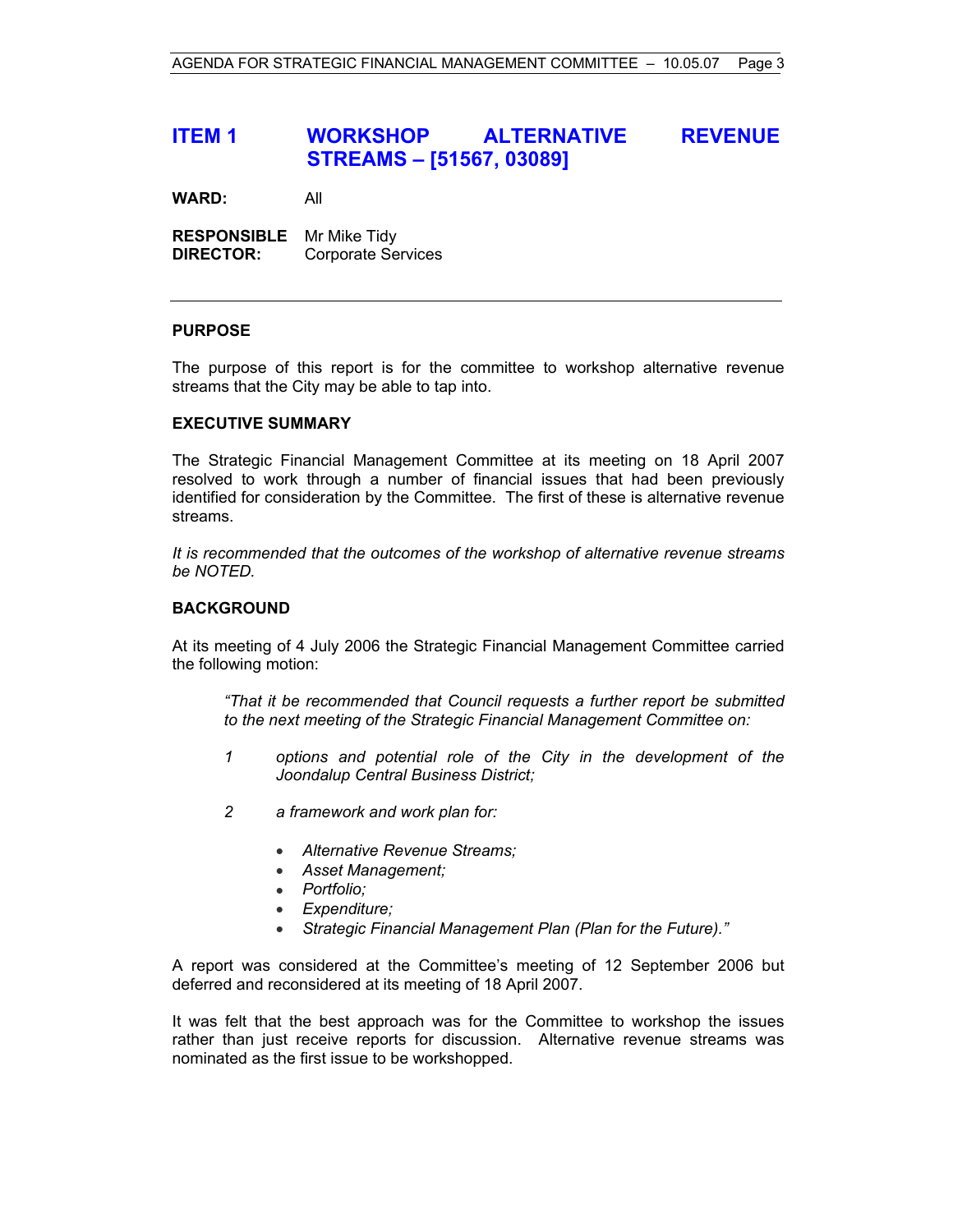## ITEM 1 WORKSHOP ALTERNATIVE REVENUE STREAMS – [51567, 03089]

**WARD:** All

**RESPONSIBLE DIRECTOR:** Mr Mike Tidy
Corporate Services

---

### PURPOSE

The purpose of this report is for the committee to workshop alternative revenue streams that the City may be able to tap into.

### EXECUTIVE SUMMARY

The Strategic Financial Management Committee at its meeting on 18 April 2007 resolved to work through a number of financial issues that had been previously identified for consideration by the Committee. The first of these is alternative revenue streams.

*It is recommended that the outcomes of the workshop of alternative revenue streams be NOTED.*

### BACKGROUND

At its meeting of 4 July 2006 the Strategic Financial Management Committee carried the following motion:

> *"That it be recommended that Council requests a further report be submitted to the next meeting of the Strategic Financial Management Committee on:*
>
> *1 options and potential role of the City in the development of the Joondalup Central Business District;*
>
> *2 a framework and work plan for:*
>
> - *Alternative Revenue Streams;*
> - *Asset Management;*
> - *Portfolio;*
> - *Expenditure;*
> - *Strategic Financial Management Plan (Plan for the Future)."*

A report was considered at the Committee's meeting of 12 September 2006 but deferred and reconsidered at its meeting of 18 April 2007.

It was felt that the best approach was for the Committee to workshop the issues rather than just receive reports for discussion. Alternative revenue streams was nominated as the first issue to be workshopped.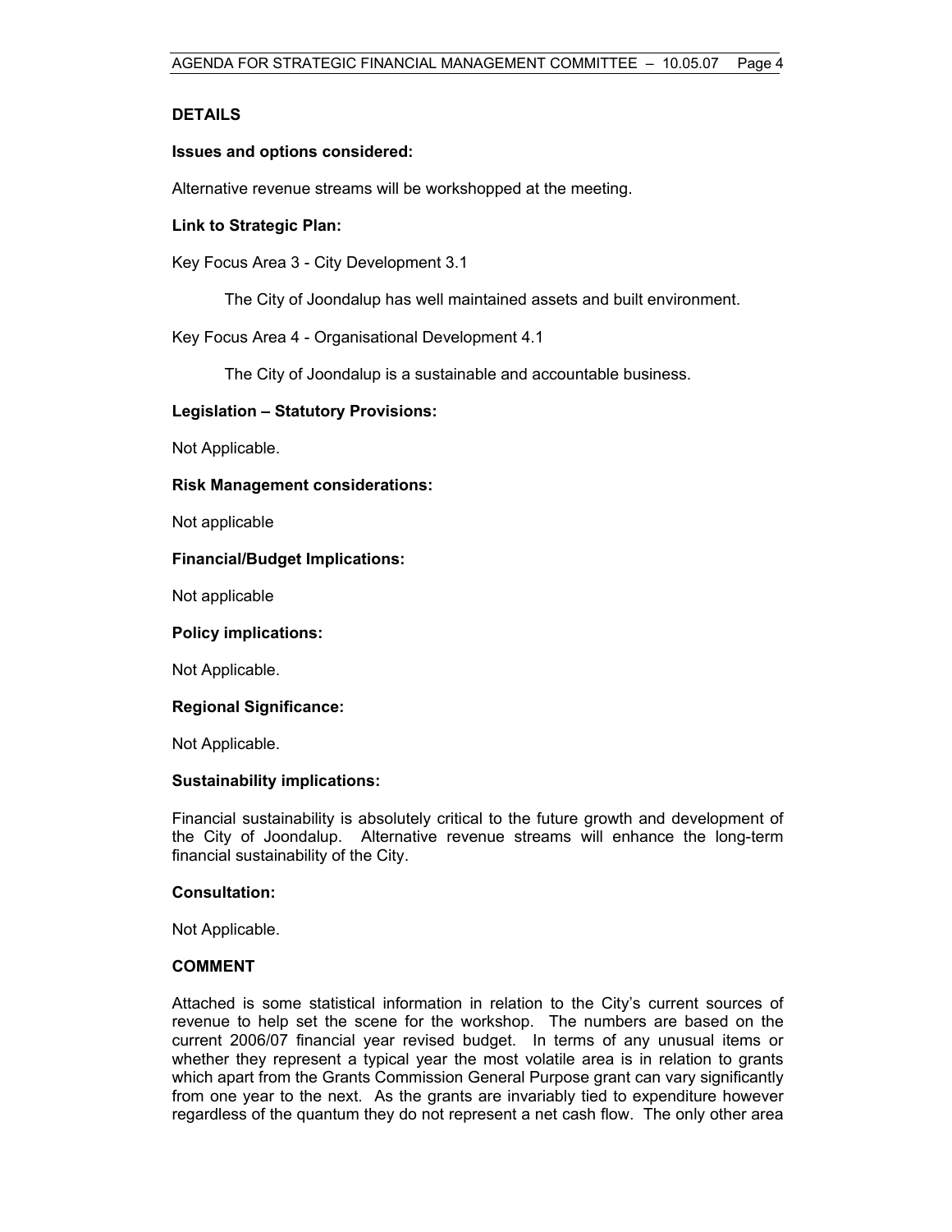## DETAILS

### Issues and options considered:

Alternative revenue streams will be workshopped at the meeting.

### Link to Strategic Plan:

Key Focus Area 3 - City Development 3.1

> The City of Joondalup has well maintained assets and built environment.

Key Focus Area 4 - Organisational Development 4.1

> The City of Joondalup is a sustainable and accountable business.

### Legislation – Statutory Provisions:

Not Applicable.

### Risk Management considerations:

Not applicable

### Financial/Budget Implications:

Not applicable

### Policy implications:

Not Applicable.

### Regional Significance:

Not Applicable.

### Sustainability implications:

Financial sustainability is absolutely critical to the future growth and development of the City of Joondalup. Alternative revenue streams will enhance the long-term financial sustainability of the City.

### Consultation:

Not Applicable.

## COMMENT

Attached is some statistical information in relation to the City's current sources of revenue to help set the scene for the workshop. The numbers are based on the current 2006/07 financial year revised budget. In terms of any unusual items or whether they represent a typical year the most volatile area is in relation to grants which apart from the Grants Commission General Purpose grant can vary significantly from one year to the next. As the grants are invariably tied to expenditure however regardless of the quantum they do not represent a net cash flow. The only other area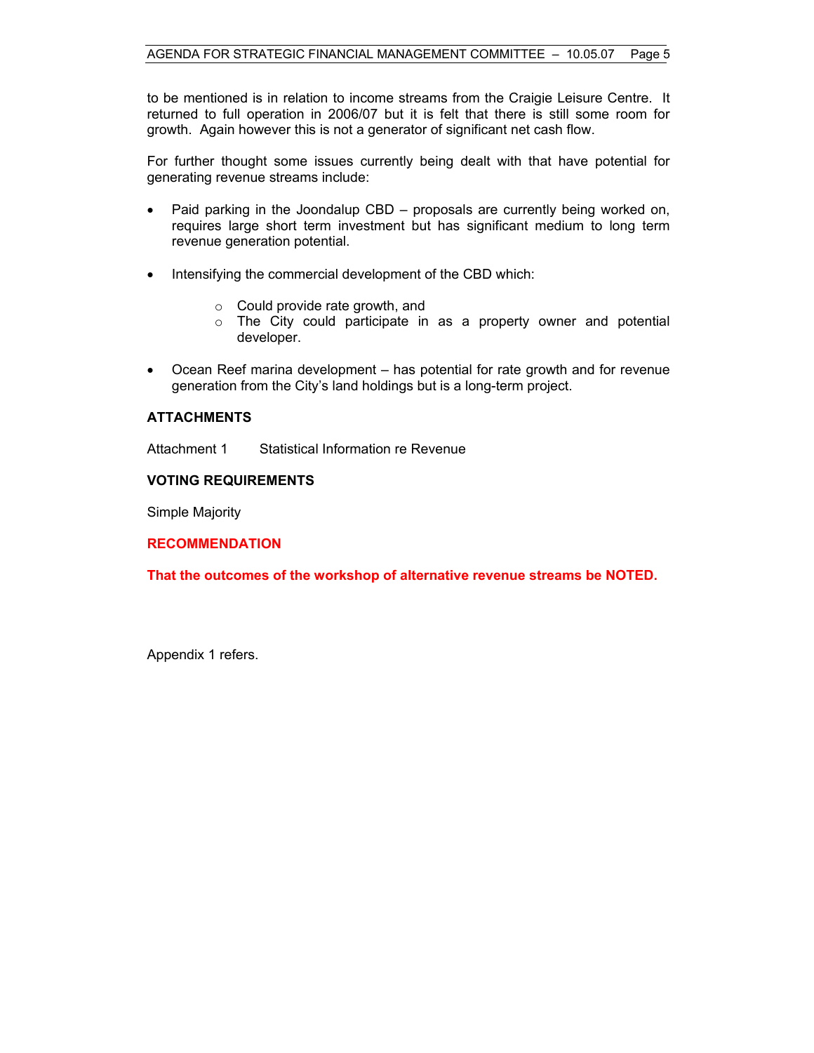to be mentioned is in relation to income streams from the Craigie Leisure Centre. It returned to full operation in 2006/07 but it is felt that there is still some room for growth. Again however this is not a generator of significant net cash flow.

For further thought some issues currently being dealt with that have potential for generating revenue streams include:

- Paid parking in the Joondalup CBD – proposals are currently being worked on, requires large short term investment but has significant medium to long term revenue generation potential.

- Intensifying the commercial development of the CBD which:

    - Could provide rate growth, and
    - The City could participate in as a property owner and potential developer.

- Ocean Reef marina development – has potential for rate growth and for revenue generation from the City's land holdings but is a long-term project.

## ATTACHMENTS

Attachment 1 Statistical Information re Revenue

## VOTING REQUIREMENTS

Simple Majority

## RECOMMENDATION

**That the outcomes of the workshop of alternative revenue streams be NOTED.**

Appendix 1 refers.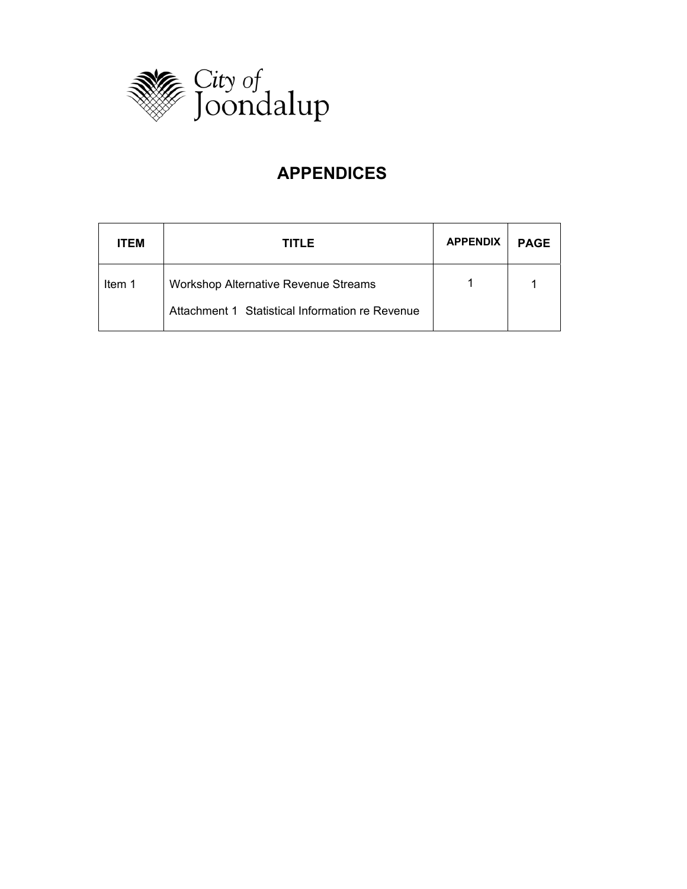City of Joondalup

# APPENDICES

| ITEM | TITLE | APPENDIX | PAGE |
| --- | --- | --- | --- |
| Item 1 | Workshop Alternative Revenue Streams<br>Attachment 1 Statistical Information re Revenue | 1 | 1 |